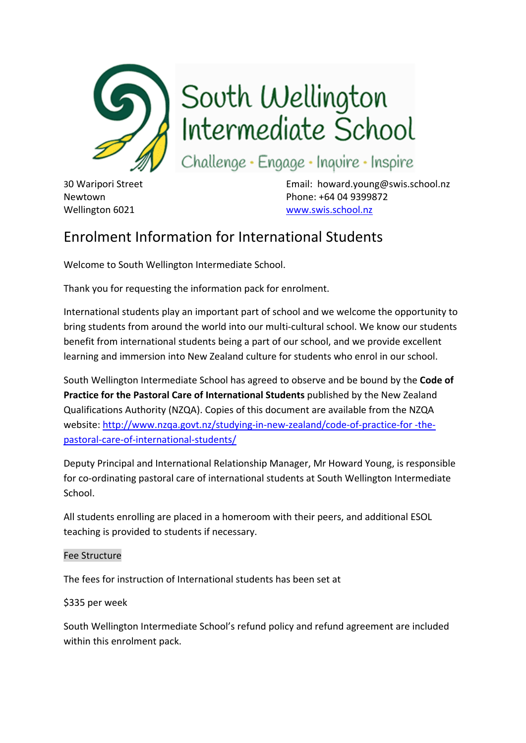# South Wellington Intermediate School

Challenge · Engage · Inquire · Inspire

30 Waripori Street
Newtown
Wellington 6021

Email: howard.young@swis.school.nz
Phone: +64 04 9399872
www.swis.school.nz

## Enrolment Information for International Students

Welcome to South Wellington Intermediate School.

Thank you for requesting the information pack for enrolment.

International students play an important part of school and we welcome the opportunity to bring students from around the world into our multi-cultural school. We know our students benefit from international students being a part of our school, and we provide excellent learning and immersion into New Zealand culture for students who enrol in our school.

South Wellington Intermediate School has agreed to observe and be bound by the **Code of Practice for the Pastoral Care of International Students** published by the New Zealand Qualifications Authority (NZQA). Copies of this document are available from the NZQA website: http://www.nzqa.govt.nz/studying-in-new-zealand/code-of-practice-for -the-pastoral-care-of-international-students/

Deputy Principal and International Relationship Manager, Mr Howard Young, is responsible for co-ordinating pastoral care of international students at South Wellington Intermediate School.

All students enrolling are placed in a homeroom with their peers, and additional ESOL teaching is provided to students if necessary.

### Fee Structure

The fees for instruction of International students has been set at

$335 per week

South Wellington Intermediate School's refund policy and refund agreement are included within this enrolment pack.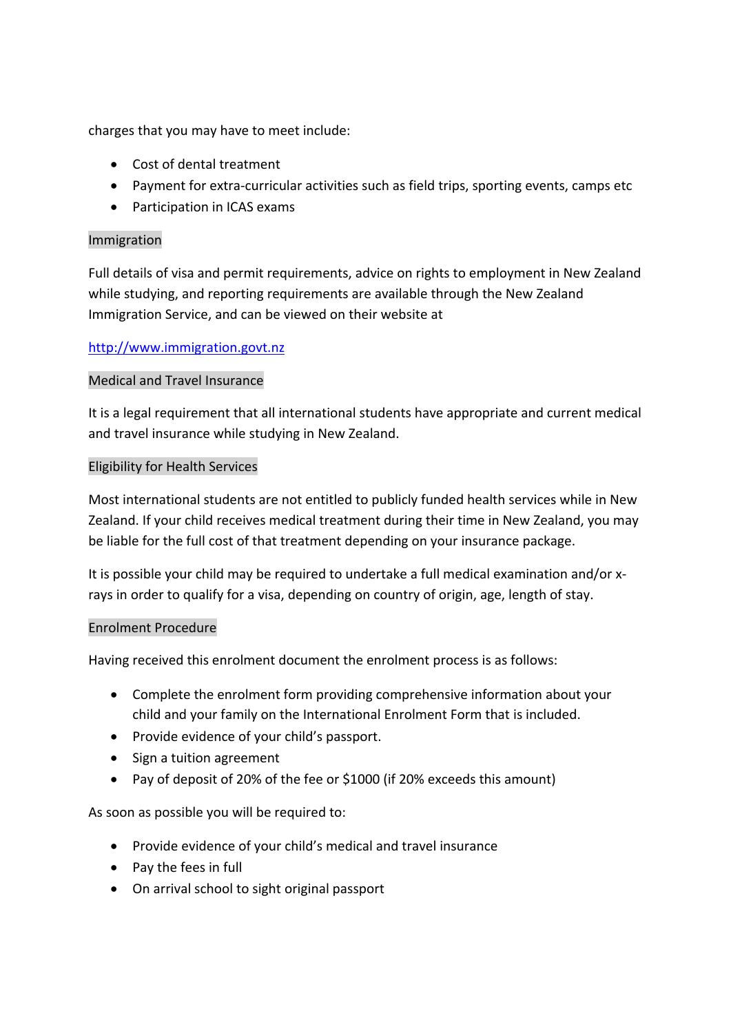charges that you may have to meet include:

- Cost of dental treatment
- Payment for extra-curricular activities such as field trips, sporting events, camps etc
- Participation in ICAS exams

## Immigration

Full details of visa and permit requirements, advice on rights to employment in New Zealand while studying, and reporting requirements are available through the New Zealand Immigration Service, and can be viewed on their website at

http://www.immigration.govt.nz

## Medical and Travel Insurance

It is a legal requirement that all international students have appropriate and current medical and travel insurance while studying in New Zealand.

## Eligibility for Health Services

Most international students are not entitled to publicly funded health services while in New Zealand. If your child receives medical treatment during their time in New Zealand, you may be liable for the full cost of that treatment depending on your insurance package.

It is possible your child may be required to undertake a full medical examination and/or x-rays in order to qualify for a visa, depending on country of origin, age, length of stay.

## Enrolment Procedure

Having received this enrolment document the enrolment process is as follows:

- Complete the enrolment form providing comprehensive information about your child and your family on the International Enrolment Form that is included.
- Provide evidence of your child's passport.
- Sign a tuition agreement
- Pay of deposit of 20% of the fee or $1000 (if 20% exceeds this amount)

As soon as possible you will be required to:

- Provide evidence of your child's medical and travel insurance
- Pay the fees in full
- On arrival school to sight original passport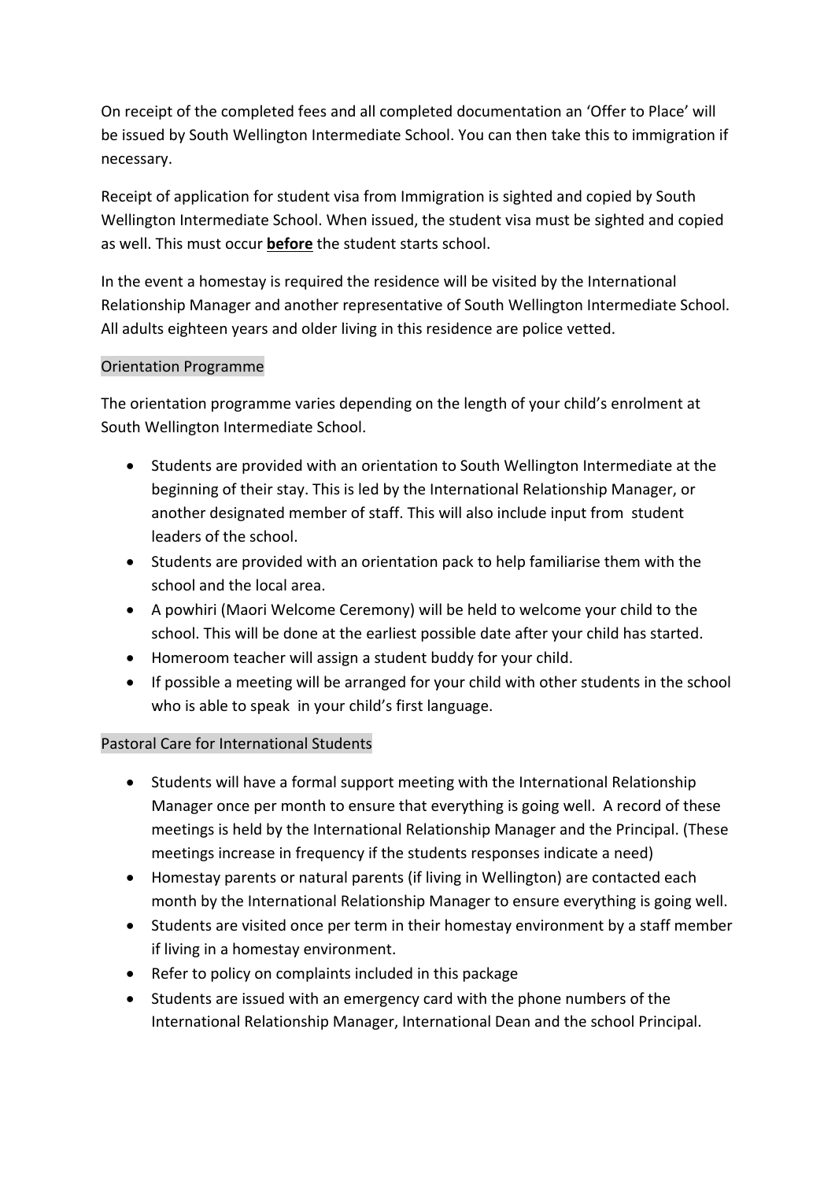On receipt of the completed fees and all completed documentation an 'Offer to Place' will be issued by South Wellington Intermediate School. You can then take this to immigration if necessary.

Receipt of application for student visa from Immigration is sighted and copied by South Wellington Intermediate School. When issued, the student visa must be sighted and copied as well. This must occur **before** the student starts school.

In the event a homestay is required the residence will be visited by the International Relationship Manager and another representative of South Wellington Intermediate School. All adults eighteen years and older living in this residence are police vetted.

## Orientation Programme

The orientation programme varies depending on the length of your child's enrolment at South Wellington Intermediate School.

- Students are provided with an orientation to South Wellington Intermediate at the beginning of their stay. This is led by the International Relationship Manager, or another designated member of staff. This will also include input from student leaders of the school.
- Students are provided with an orientation pack to help familiarise them with the school and the local area.
- A powhiri (Maori Welcome Ceremony) will be held to welcome your child to the school. This will be done at the earliest possible date after your child has started.
- Homeroom teacher will assign a student buddy for your child.
- If possible a meeting will be arranged for your child with other students in the school who is able to speak in your child's first language.

## Pastoral Care for International Students

- Students will have a formal support meeting with the International Relationship Manager once per month to ensure that everything is going well. A record of these meetings is held by the International Relationship Manager and the Principal. (These meetings increase in frequency if the students responses indicate a need)
- Homestay parents or natural parents (if living in Wellington) are contacted each month by the International Relationship Manager to ensure everything is going well.
- Students are visited once per term in their homestay environment by a staff member if living in a homestay environment.
- Refer to policy on complaints included in this package
- Students are issued with an emergency card with the phone numbers of the International Relationship Manager, International Dean and the school Principal.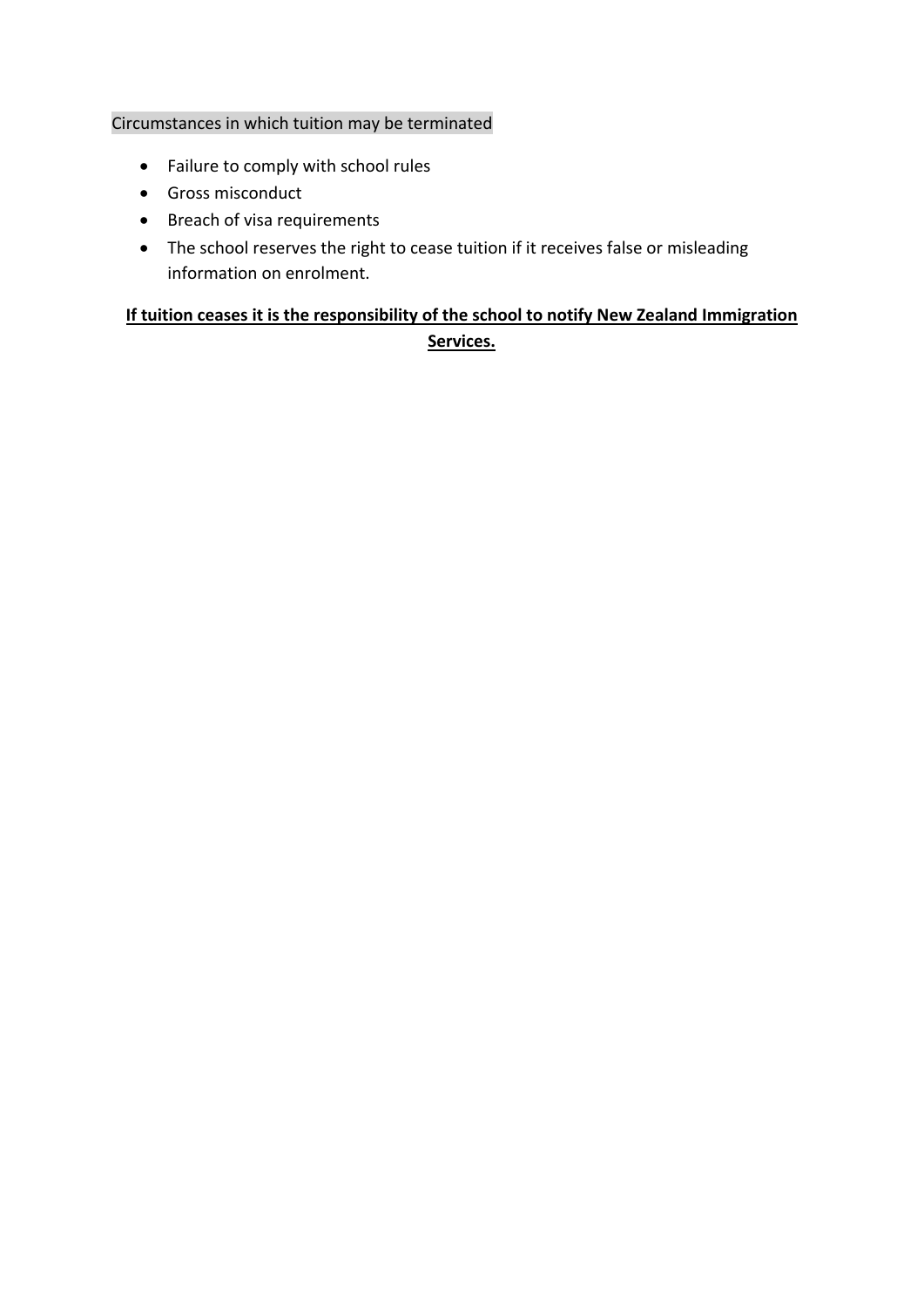## Circumstances in which tuition may be terminated

- Failure to comply with school rules
- Gross misconduct
- Breach of visa requirements
- The school reserves the right to cease tuition if it receives false or misleading information on enrolment.

**If tuition ceases it is the responsibility of the school to notify New Zealand Immigration Services.**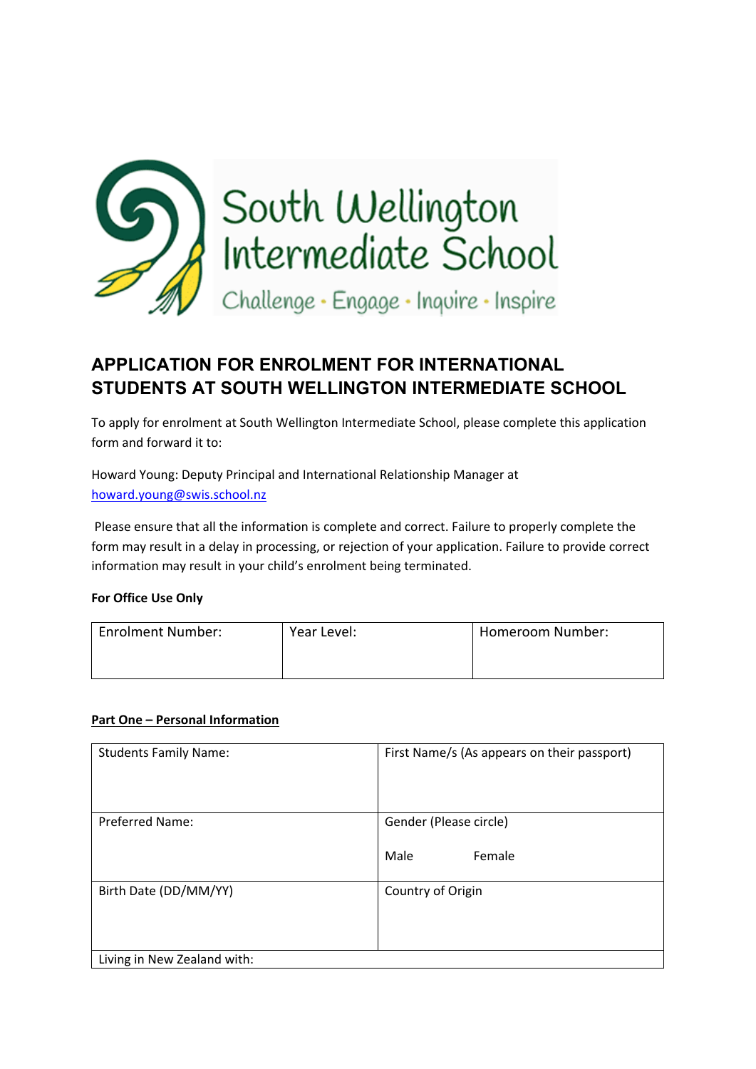# APPLICATION FOR ENROLMENT FOR INTERNATIONAL STUDENTS AT SOUTH WELLINGTON INTERMEDIATE SCHOOL

To apply for enrolment at South Wellington Intermediate School, please complete this application form and forward it to:

Howard Young: Deputy Principal and International Relationship Manager at howard.young@swis.school.nz

Please ensure that all the information is complete and correct. Failure to properly complete the form may result in a delay in processing, or rejection of your application. Failure to provide correct information may result in your child's enrolment being terminated.

**For Office Use Only**

| Enrolment Number: | Year Level: | Homeroom Number: |
|---|---|---|
| | | |

**Part One – Personal Information**

| Students Family Name: | First Name/s (As appears on their passport) |
|---|---|
| Preferred Name: | Gender (Please circle)<br><br>Male Female |
| Birth Date (DD/MM/YY) | Country of Origin |
| Living in New Zealand with: | |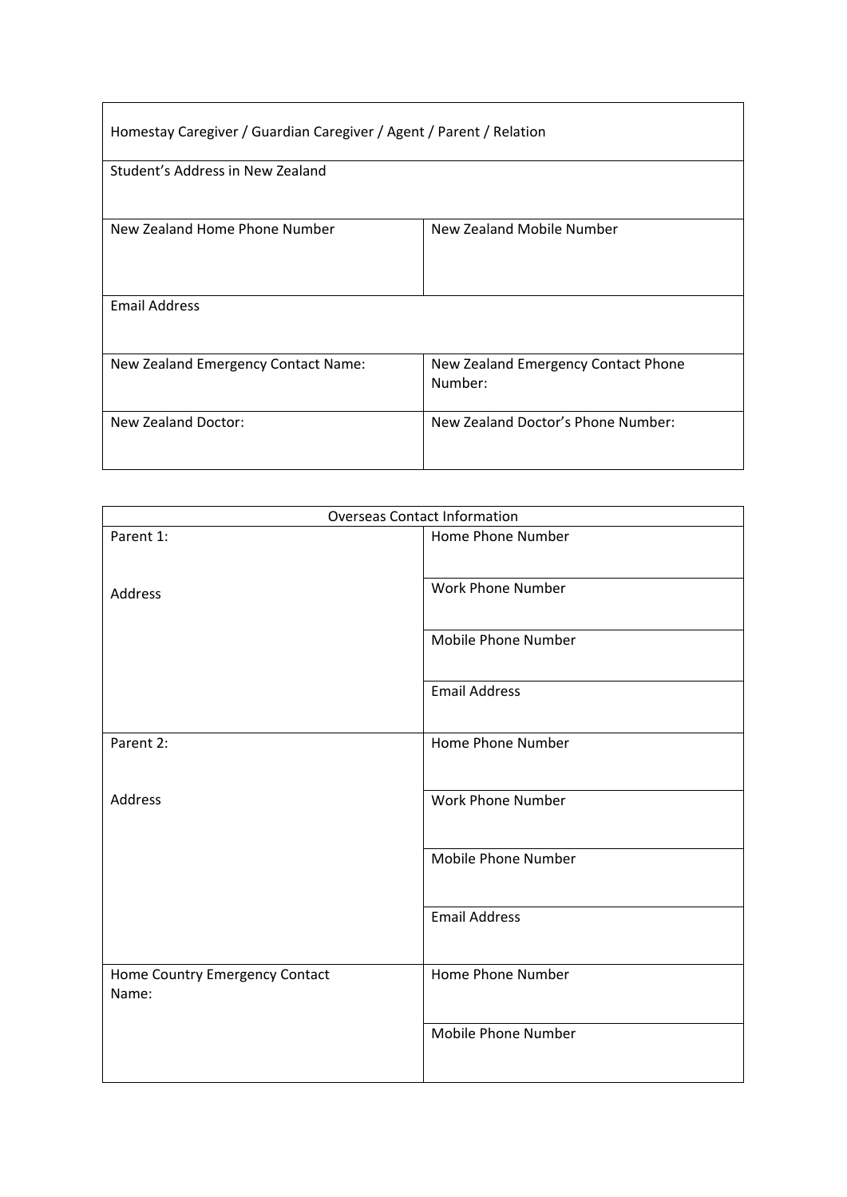| Homestay Caregiver / Guardian Caregiver / Agent / Parent / Relation | |
|---|---|
| Student's Address in New Zealand | |
| New Zealand Home Phone Number | New Zealand Mobile Number |
| Email Address | |
| New Zealand Emergency Contact Name: | New Zealand Emergency Contact Phone Number: |
| New Zealand Doctor: | New Zealand Doctor's Phone Number: |

| Overseas Contact Information | |
|---|---|
| Parent 1: | Home Phone Number |
| Address | Work Phone Number |
| | Mobile Phone Number |
| | Email Address |
| Parent 2: | Home Phone Number |
| Address | Work Phone Number |
| | Mobile Phone Number |
| | Email Address |
| Home Country Emergency Contact Name: | Home Phone Number |
| | Mobile Phone Number |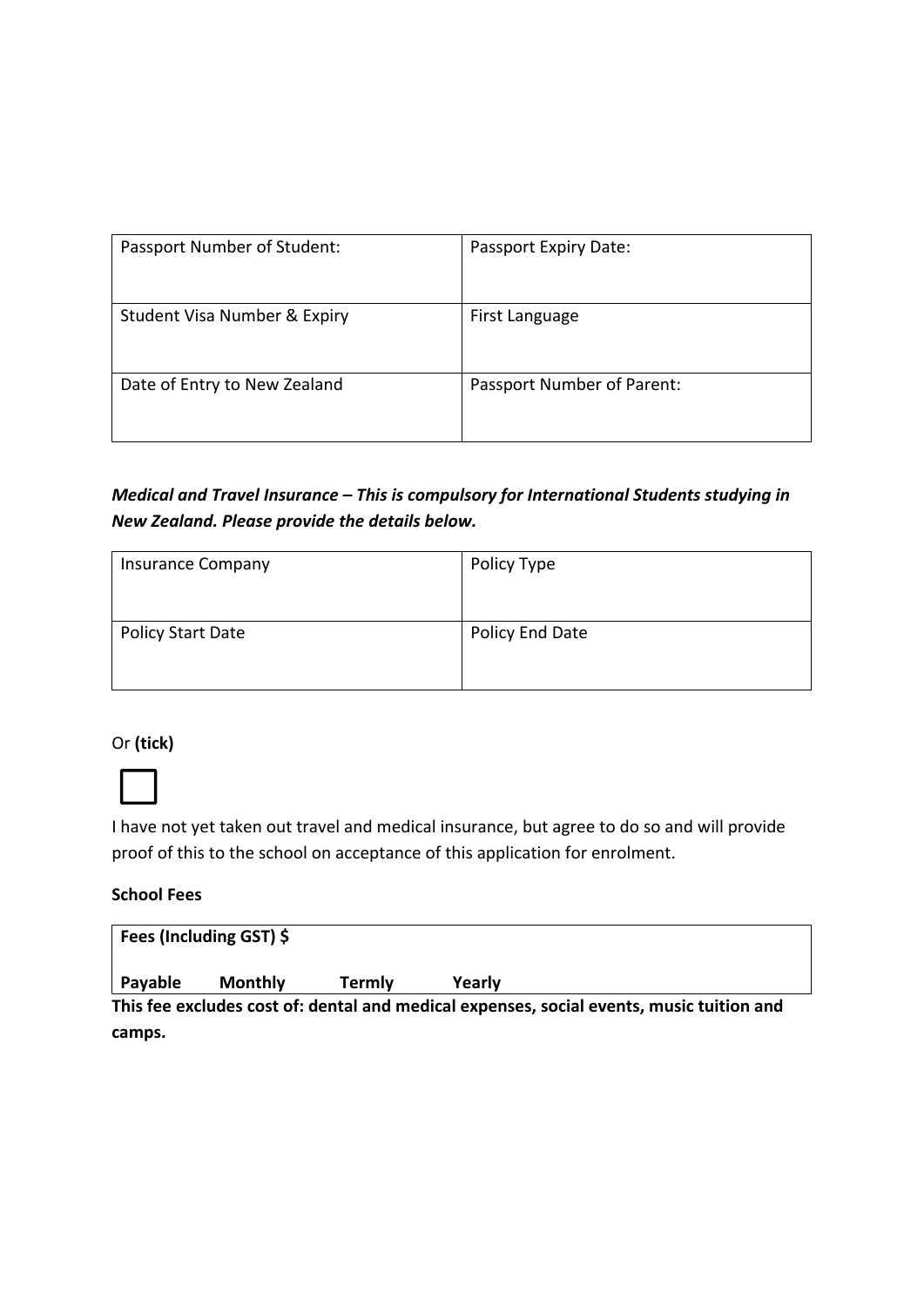| Passport Number of Student: | Passport Expiry Date: |
| --- | --- |
| Student Visa Number & Expiry | First Language |
| Date of Entry to New Zealand | Passport Number of Parent: |

***Medical and Travel Insurance – This is compulsory for International Students studying in New Zealand. Please provide the details below.***

| Insurance Company | Policy Type |
| --- | --- |
| Policy Start Date | Policy End Date |

Or **(tick)**

☐

I have not yet taken out travel and medical insurance, but agree to do so and will provide proof of this to the school on acceptance of this application for enrolment.

**School Fees**

| **Fees (Including GST) $** |
| --- |
| **Payable    Monthly    Termly    Yearly** |

**This fee excludes cost of: dental and medical expenses, social events, music tuition and camps.**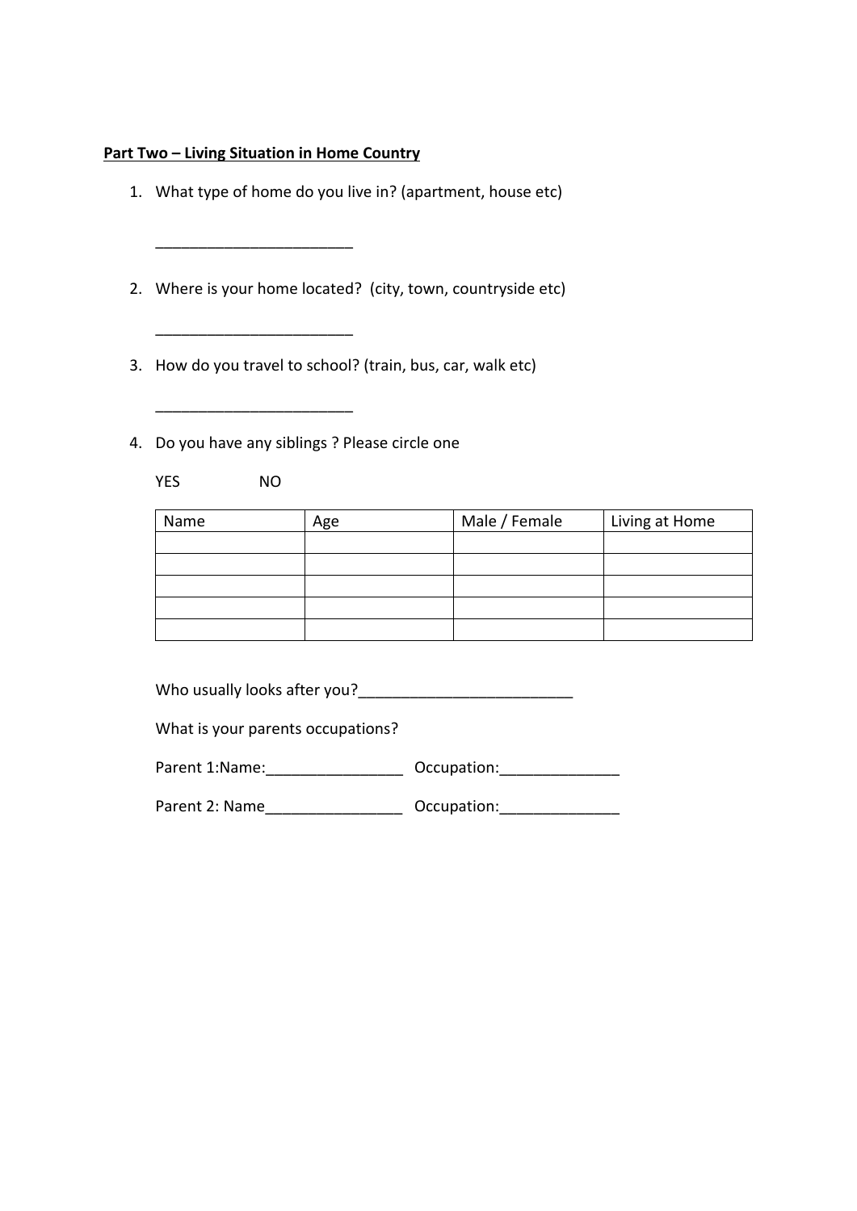**Part Two – Living Situation in Home Country**

1. What type of home do you live in? (apartment, house etc)

   ________________________

2. Where is your home located? (city, town, countryside etc)

   ________________________

3. How do you travel to school? (train, bus, car, walk etc)

   ________________________

4. Do you have any siblings ? Please circle one

   YES NO

| Name | Age | Male / Female | Living at Home |
| --- | --- | --- | --- |
| | | | |
| | | | |
| | | | |
| | | | |
| | | | |

Who usually looks after you?_________________________

What is your parents occupations?

Parent 1:Name:________________ Occupation:______________

Parent 2: Name________________ Occupation:______________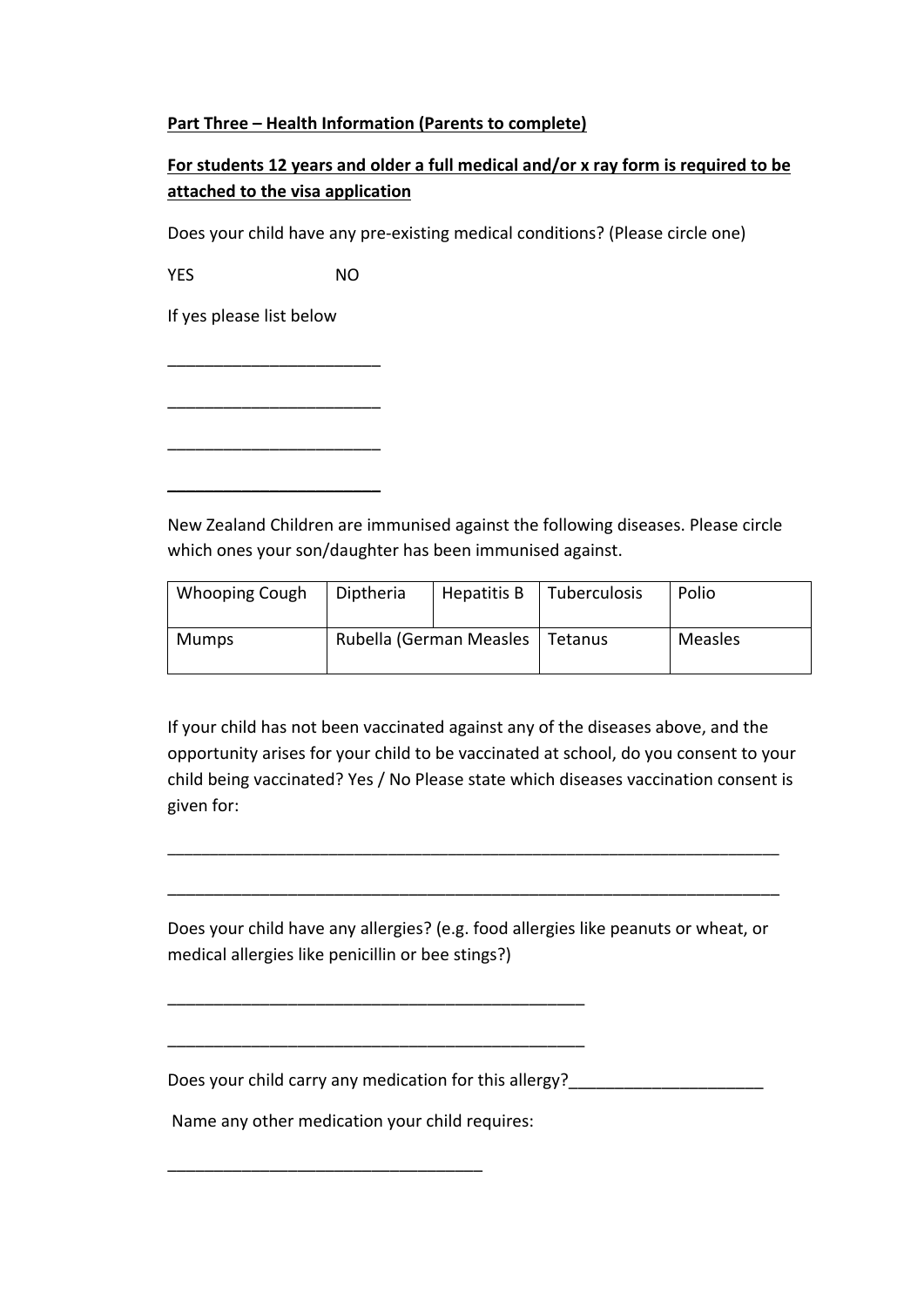**<u>Part Three – Health Information (Parents to complete)</u>**

**<u>For students 12 years and older a full medical and/or x ray form is required to be attached to the visa application</u>**

Does your child have any pre-existing medical conditions? (Please circle one)

YES NO

If yes please list below

_______________________

_______________________

_______________________

_______________________

New Zealand Children are immunised against the following diseases. Please circle which ones your son/daughter has been immunised against.

| Whooping Cough | Diptheria | Hepatitis B | Tuberculosis | Polio |
|---|---|---|---|---|
| Mumps | Rubella (German Measles | | Tetanus | Measles |

If your child has not been vaccinated against any of the diseases above, and the opportunity arises for your child to be vaccinated at school, do you consent to your child being vaccinated? Yes / No Please state which diseases vaccination consent is given for:

__________________________________________________________________

__________________________________________________________________

Does your child have any allergies? (e.g. food allergies like peanuts or wheat, or medical allergies like penicillin or bee stings?)

_____________________________________________

_____________________________________________

Does your child carry any medication for this allergy?_____________________

Name any other medication your child requires:

__________________________________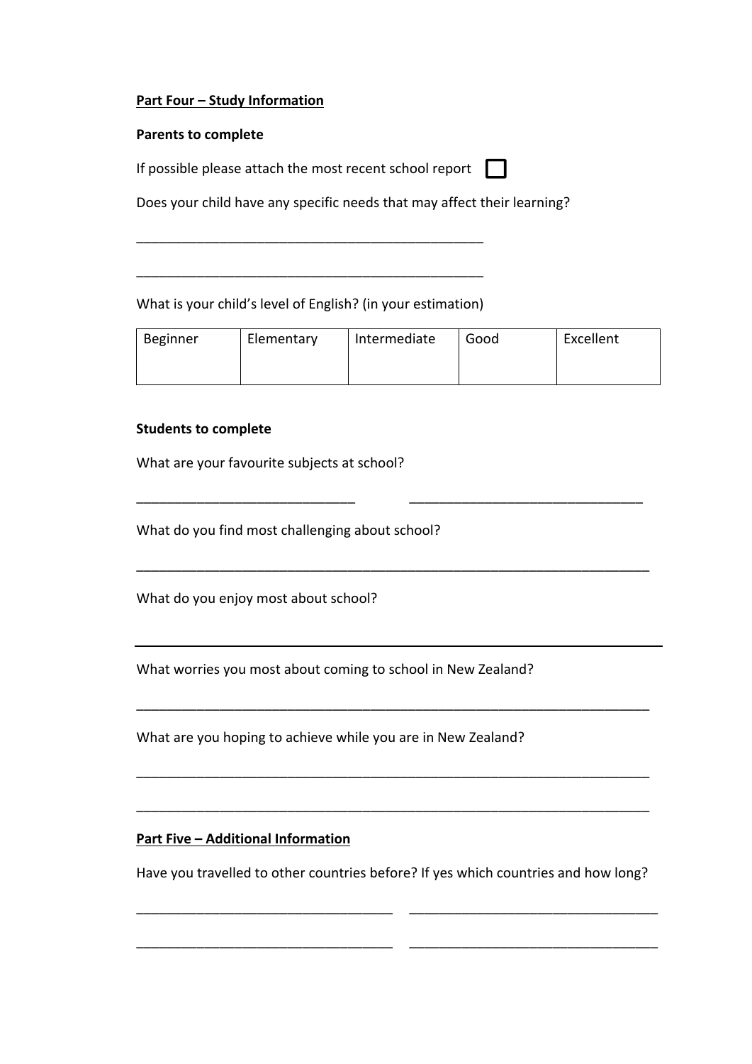**Part Four – Study Information**

**Parents to complete**

If possible please attach the most recent school report ☐

Does your child have any specific needs that may affect their learning?

_______________________________________________

_______________________________________________

What is your child's level of English? (in your estimation)

| Beginner | Elementary | Intermediate | Good | Excellent |
|---|---|---|---|---|
| | | | | |

**Students to complete**

What are your favourite subjects at school?

______________________________ ________________________________

What do you find most challenging about school?

______________________________________________________________________

What do you enjoy most about school?

______________________________________________________________________

What worries you most about coming to school in New Zealand?

______________________________________________________________________

What are you hoping to achieve while you are in New Zealand?

______________________________________________________________________

______________________________________________________________________

**Part Five – Additional Information**

Have you travelled to other countries before? If yes which countries and how long?

___________________________________ __________________________________

___________________________________ __________________________________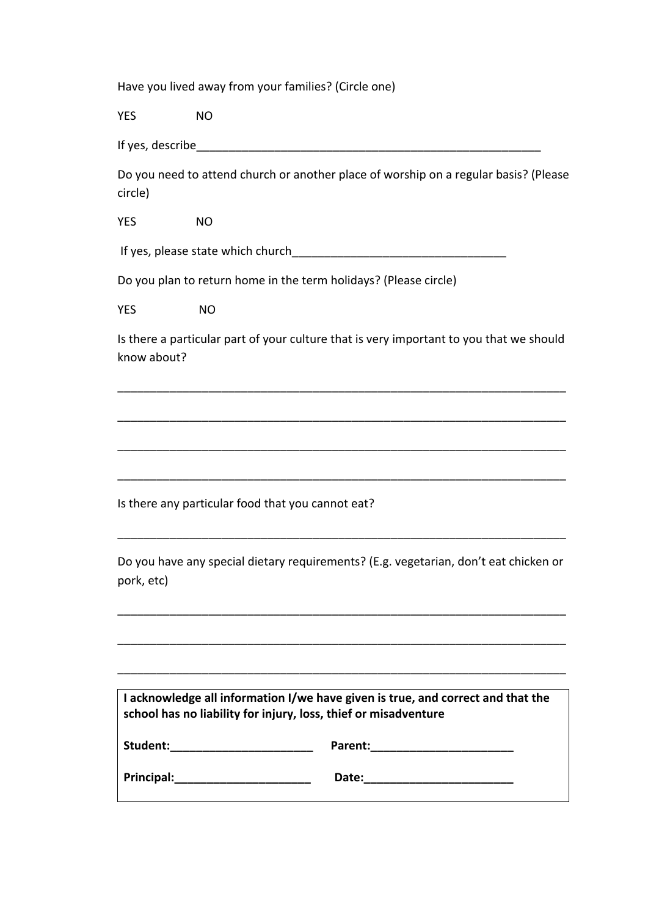Have you lived away from your families? (Circle one)

YES NO

If yes, describe_______________________________________________________

Do you need to attend church or another place of worship on a regular basis? (Please circle)

YES NO

If yes, please state which church_________________________________

Do you plan to return home in the term holidays? (Please circle)

YES NO

Is there a particular part of your culture that is very important to you that we should know about?

_______________________________________________________________________

_______________________________________________________________________

_______________________________________________________________________

_______________________________________________________________________

Is there any particular food that you cannot eat?

_______________________________________________________________________

Do you have any special dietary requirements? (E.g. vegetarian, don't eat chicken or pork, etc)

_______________________________________________________________________

_______________________________________________________________________

_______________________________________________________________________

**I acknowledge all information I/we have given is true, and correct and that the school has no liability for injury, loss, thief or misadventure**

**Student:______________________ Parent:______________________**

**Principal:_____________________ Date:_______________________**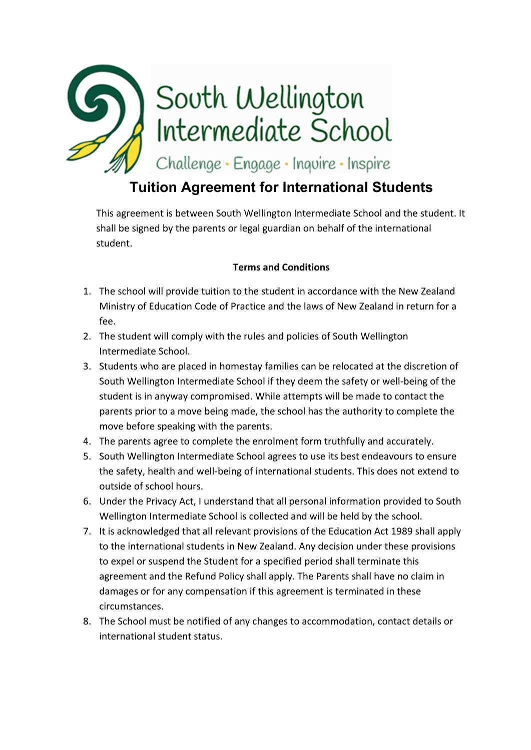South Wellington Intermediate School

Challenge · Engage · Inquire · Inspire

# Tuition Agreement for International Students

This agreement is between South Wellington Intermediate School and the student. It shall be signed by the parents or legal guardian on behalf of the international student.

**Terms and Conditions**

1. The school will provide tuition to the student in accordance with the New Zealand Ministry of Education Code of Practice and the laws of New Zealand in return for a fee.
2. The student will comply with the rules and policies of South Wellington Intermediate School.
3. Students who are placed in homestay families can be relocated at the discretion of South Wellington Intermediate School if they deem the safety or well-being of the student is in anyway compromised. While attempts will be made to contact the parents prior to a move being made, the school has the authority to complete the move before speaking with the parents.
4. The parents agree to complete the enrolment form truthfully and accurately.
5. South Wellington Intermediate School agrees to use its best endeavours to ensure the safety, health and well-being of international students. This does not extend to outside of school hours.
6. Under the Privacy Act, I understand that all personal information provided to South Wellington Intermediate School is collected and will be held by the school.
7. It is acknowledged that all relevant provisions of the Education Act 1989 shall apply to the international students in New Zealand. Any decision under these provisions to expel or suspend the Student for a specified period shall terminate this agreement and the Refund Policy shall apply. The Parents shall have no claim in damages or for any compensation if this agreement is terminated in these circumstances.
8. The School must be notified of any changes to accommodation, contact details or international student status.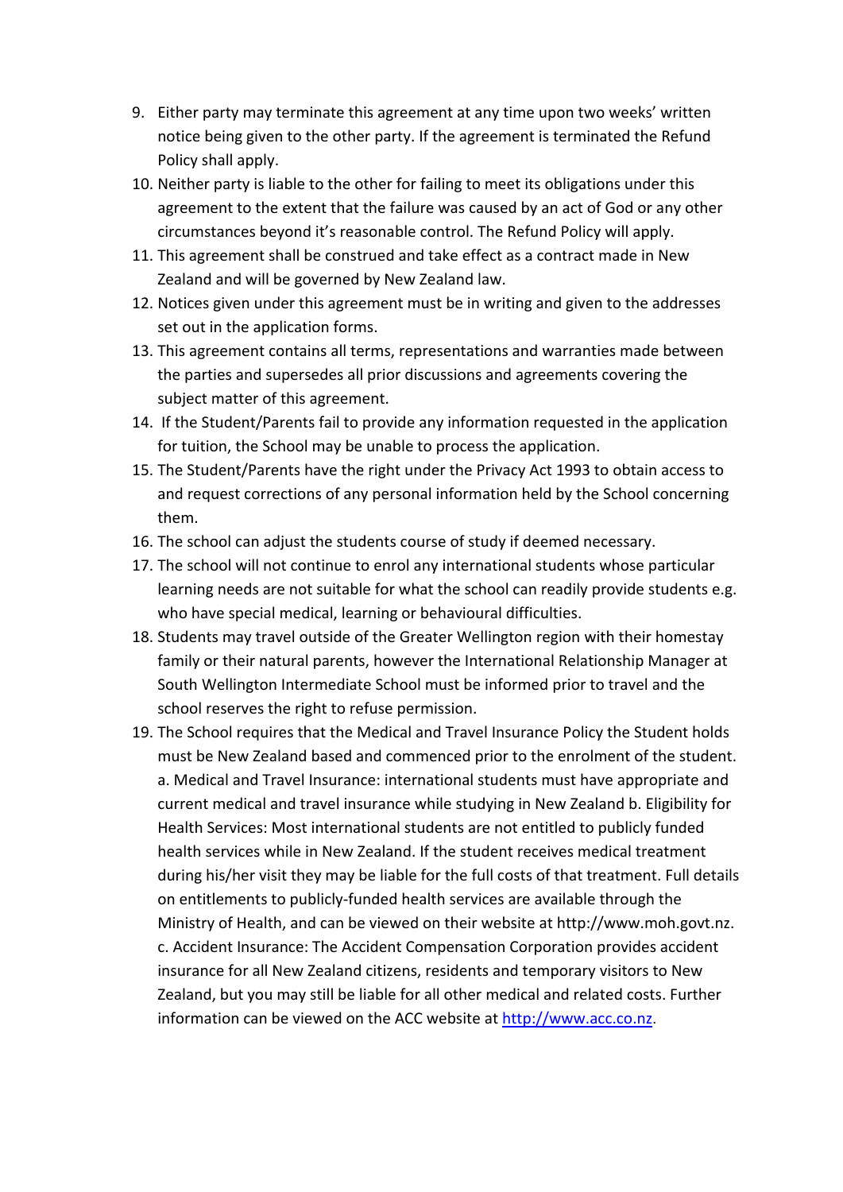9. Either party may terminate this agreement at any time upon two weeks' written notice being given to the other party. If the agreement is terminated the Refund Policy shall apply.
10. Neither party is liable to the other for failing to meet its obligations under this agreement to the extent that the failure was caused by an act of God or any other circumstances beyond it's reasonable control. The Refund Policy will apply.
11. This agreement shall be construed and take effect as a contract made in New Zealand and will be governed by New Zealand law.
12. Notices given under this agreement must be in writing and given to the addresses set out in the application forms.
13. This agreement contains all terms, representations and warranties made between the parties and supersedes all prior discussions and agreements covering the subject matter of this agreement.
14. If the Student/Parents fail to provide any information requested in the application for tuition, the School may be unable to process the application.
15. The Student/Parents have the right under the Privacy Act 1993 to obtain access to and request corrections of any personal information held by the School concerning them.
16. The school can adjust the students course of study if deemed necessary.
17. The school will not continue to enrol any international students whose particular learning needs are not suitable for what the school can readily provide students e.g. who have special medical, learning or behavioural difficulties.
18. Students may travel outside of the Greater Wellington region with their homestay family or their natural parents, however the International Relationship Manager at South Wellington Intermediate School must be informed prior to travel and the school reserves the right to refuse permission.
19. The School requires that the Medical and Travel Insurance Policy the Student holds must be New Zealand based and commenced prior to the enrolment of the student. a. Medical and Travel Insurance: international students must have appropriate and current medical and travel insurance while studying in New Zealand b. Eligibility for Health Services: Most international students are not entitled to publicly funded health services while in New Zealand. If the student receives medical treatment during his/her visit they may be liable for the full costs of that treatment. Full details on entitlements to publicly-funded health services are available through the Ministry of Health, and can be viewed on their website at http://www.moh.govt.nz. c. Accident Insurance: The Accident Compensation Corporation provides accident insurance for all New Zealand citizens, residents and temporary visitors to New Zealand, but you may still be liable for all other medical and related costs. Further information can be viewed on the ACC website at [http://www.acc.co.nz](http://www.acc.co.nz).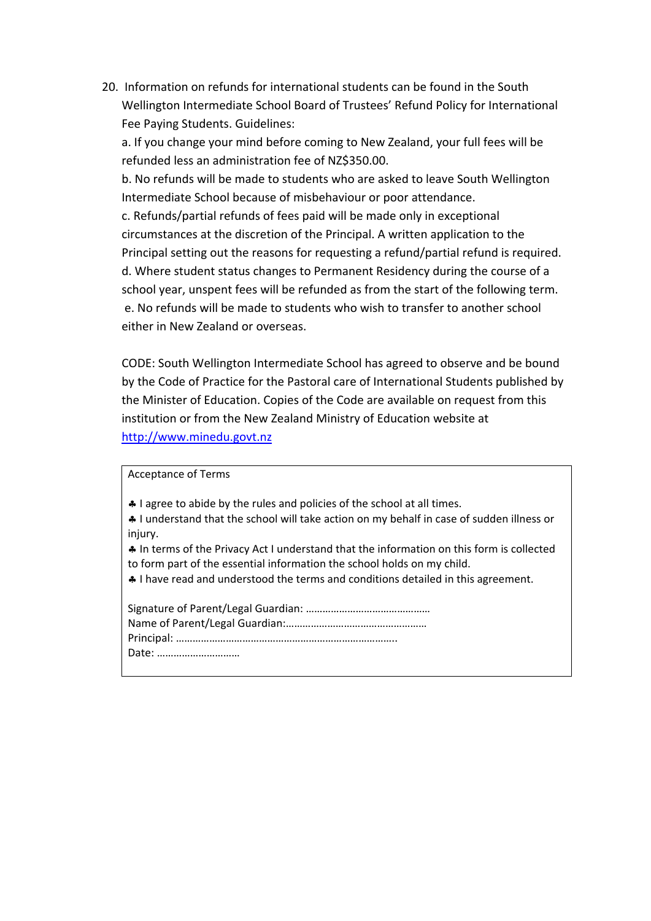20. Information on refunds for international students can be found in the South Wellington Intermediate School Board of Trustees' Refund Policy for International Fee Paying Students. Guidelines:

    a. If you change your mind before coming to New Zealand, your full fees will be refunded less an administration fee of NZ$350.00.

    b. No refunds will be made to students who are asked to leave South Wellington Intermediate School because of misbehaviour or poor attendance.

    c. Refunds/partial refunds of fees paid will be made only in exceptional circumstances at the discretion of the Principal. A written application to the Principal setting out the reasons for requesting a refund/partial refund is required.

    d. Where student status changes to Permanent Residency during the course of a school year, unspent fees will be refunded as from the start of the following term.

    e. No refunds will be made to students who wish to transfer to another school either in New Zealand or overseas.

    CODE: South Wellington Intermediate School has agreed to observe and be bound by the Code of Practice for the Pastoral care of International Students published by the Minister of Education. Copies of the Code are available on request from this institution or from the New Zealand Ministry of Education website at [http://www.minedu.govt.nz](http://www.minedu.govt.nz)

---

Acceptance of Terms

♣ I agree to abide by the rules and policies of the school at all times.
♣ I understand that the school will take action on my behalf in case of sudden illness or injury.
♣ In terms of the Privacy Act I understand that the information on this form is collected to form part of the essential information the school holds on my child.
♣ I have read and understood the terms and conditions detailed in this agreement.

Signature of Parent/Legal Guardian: ……………………………………
Name of Parent/Legal Guardian:…………………………………………
Principal: ……………………………………………………………………..
Date: …………………………

---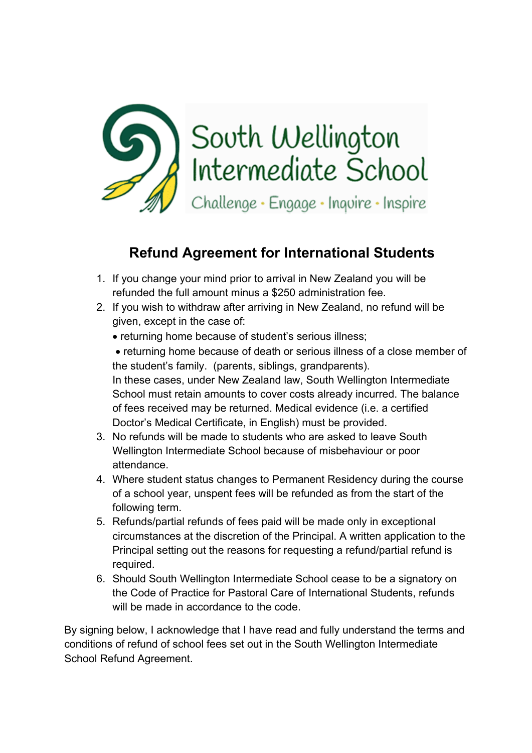South Wellington Intermediate School

Challenge · Engage · Inquire · Inspire

# Refund Agreement for International Students

1. If you change your mind prior to arrival in New Zealand you will be refunded the full amount minus a $250 administration fee.
2. If you wish to withdraw after arriving in New Zealand, no refund will be given, except in the case of:
   - returning home because of student's serious illness;
   - returning home because of death or serious illness of a close member of the student's family. (parents, siblings, grandparents).

   In these cases, under New Zealand law, South Wellington Intermediate School must retain amounts to cover costs already incurred. The balance of fees received may be returned. Medical evidence (i.e. a certified Doctor's Medical Certificate, in English) must be provided.
3. No refunds will be made to students who are asked to leave South Wellington Intermediate School because of misbehaviour or poor attendance.
4. Where student status changes to Permanent Residency during the course of a school year, unspent fees will be refunded as from the start of the following term.
5. Refunds/partial refunds of fees paid will be made only in exceptional circumstances at the discretion of the Principal. A written application to the Principal setting out the reasons for requesting a refund/partial refund is required.
6. Should South Wellington Intermediate School cease to be a signatory on the Code of Practice for Pastoral Care of International Students, refunds will be made in accordance to the code.

By signing below, I acknowledge that I have read and fully understand the terms and conditions of refund of school fees set out in the South Wellington Intermediate School Refund Agreement.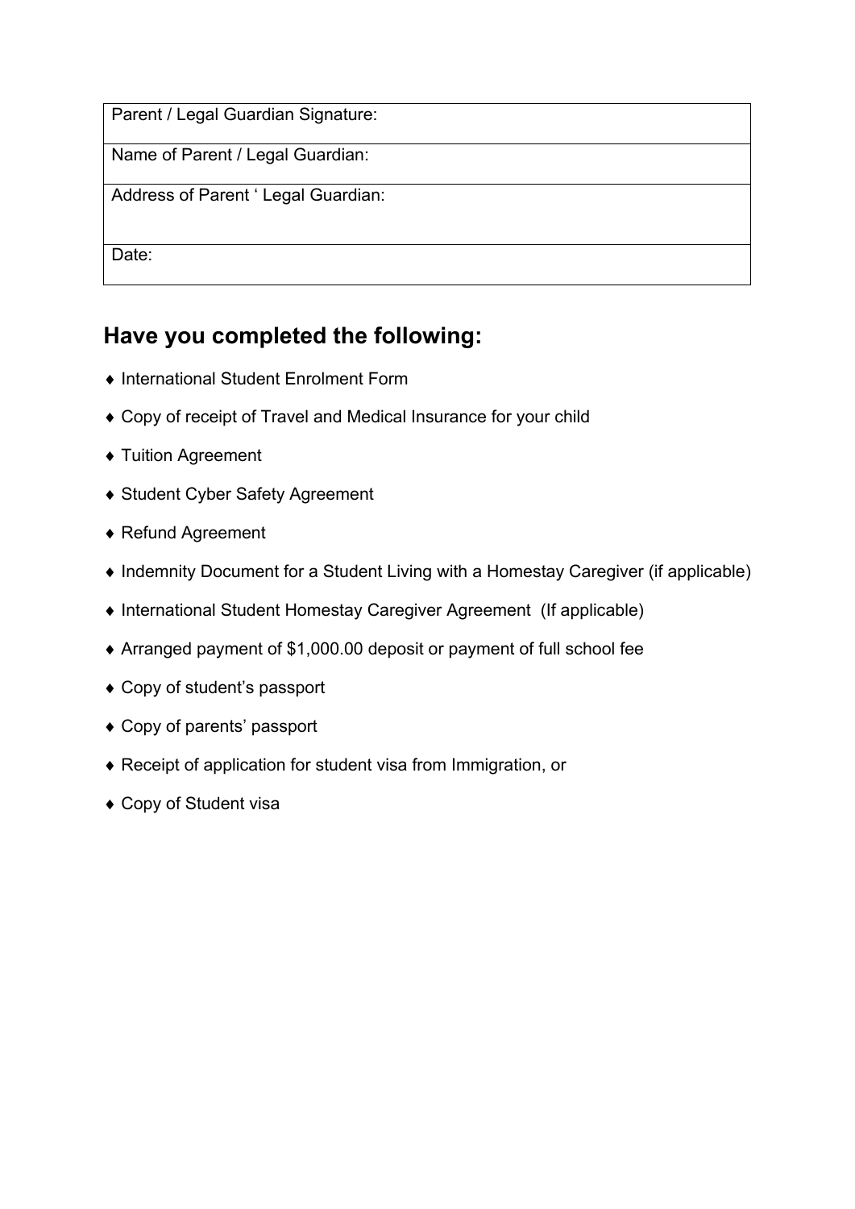| |
|---|
| Parent / Legal Guardian Signature: |
| Name of Parent / Legal Guardian: |
| Address of Parent ' Legal Guardian: |
| Date: |

## Have you completed the following:

- ♦ International Student Enrolment Form
- ♦ Copy of receipt of Travel and Medical Insurance for your child
- ♦ Tuition Agreement
- ♦ Student Cyber Safety Agreement
- ♦ Refund Agreement
- ♦ Indemnity Document for a Student Living with a Homestay Caregiver (if applicable)
- ♦ International Student Homestay Caregiver Agreement (If applicable)
- ♦ Arranged payment of $1,000.00 deposit or payment of full school fee
- ♦ Copy of student's passport
- ♦ Copy of parents' passport
- ♦ Receipt of application for student visa from Immigration, or
- ♦ Copy of Student visa